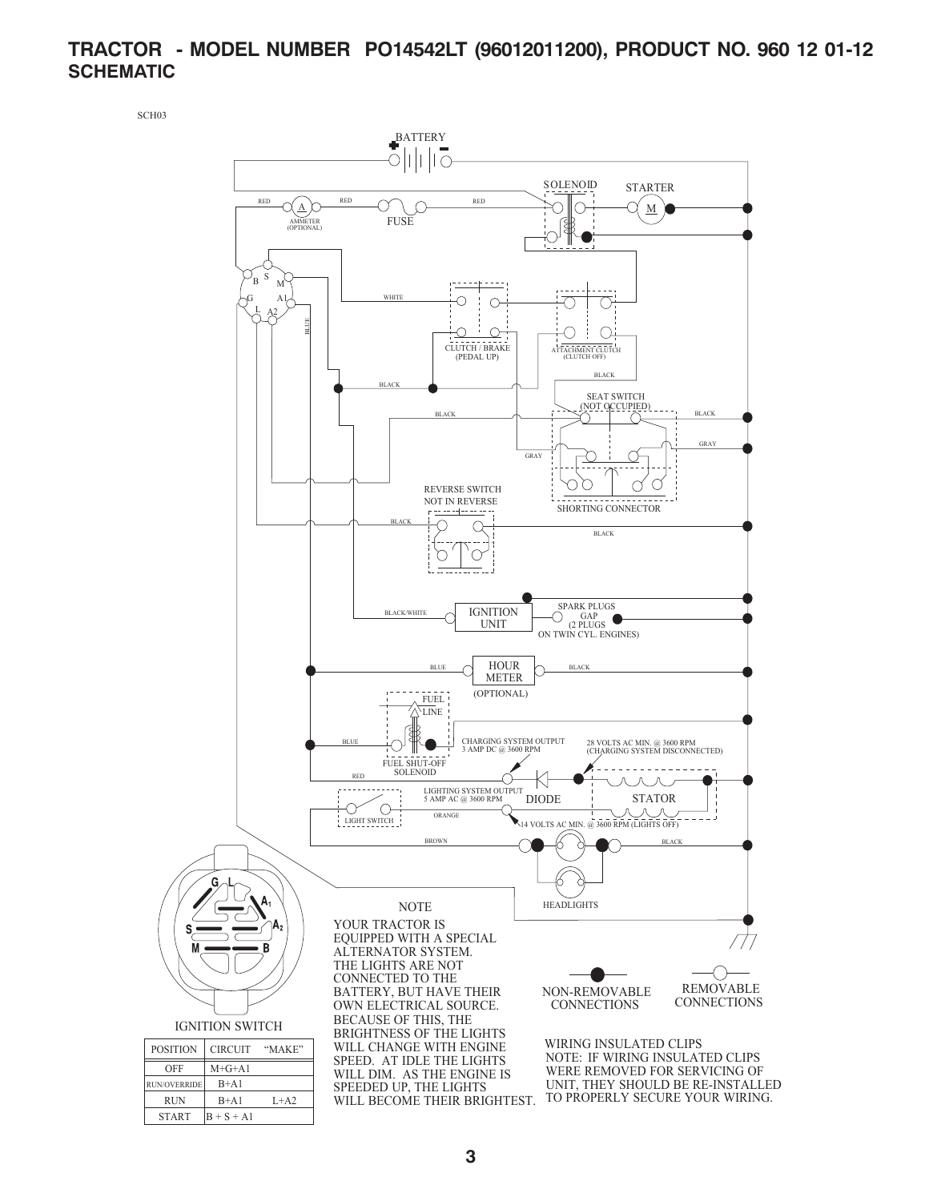# TRACTOR - MODEL NUMBER PO14542LT (96012011200), PRODUCT NO. 960 12 01-12
## SCHEMATIC

SCH03

BATTERY

SOLENOID

STARTER

RED

RED

RED

AMMETER (OPTIONAL)

FUSE

WHITE

BLUE

CLUTCH / BRAKE (PEDAL UP)

ATTACHMENT CLUTCH (CLUTCH OFF)

BLACK

BLACK

SEAT SWITCH (NOT OCCUPIED)

BLACK

BLACK

GRAY

GRAY

SHORTING CONNECTOR

REVERSE SWITCH NOT IN REVERSE

BLACK

BLACK

BLACK/WHITE

IGNITION UNIT

SPARK PLUGS GAP (2 PLUGS ON TWIN CYL. ENGINES)

BLUE

HOUR METER (OPTIONAL)

BLACK

FUEL LINE

BLUE

FUEL SHUT-OFF SOLENOID

CHARGING SYSTEM OUTPUT 3 AMP DC @ 3600 RPM

28 VOLTS AC MIN. @ 3600 RPM (CHARGING SYSTEM DISCONNECTED)

RED

LIGHTING SYSTEM OUTPUT 5 AMP AC @ 3600 RPM

DIODE

STATOR

ORANGE

LIGHT SWITCH

14 VOLTS AC MIN. @ 3600 RPM (LIGHTS OFF)

BROWN

BLACK

HEADLIGHTS

IGNITION SWITCH

| POSITION | CIRCUIT | "MAKE" |
|---|---|---|
| OFF | M+G+A1 | |
| RUN/OVERRIDE | B+A1 | |
| RUN | B+A1 | L+A2 |
| START | B + S + A1 | |

NOTE

YOUR TRACTOR IS EQUIPPED WITH A SPECIAL ALTERNATOR SYSTEM. THE LIGHTS ARE NOT CONNECTED TO THE BATTERY, BUT HAVE THEIR OWN ELECTRICAL SOURCE. BECAUSE OF THIS, THE BRIGHTNESS OF THE LIGHTS WILL CHANGE WITH ENGINE SPEED. AT IDLE THE LIGHTS WILL DIM. AS THE ENGINE IS SPEEDED UP, THE LIGHTS WILL BECOME THEIR BRIGHTEST.

NON-REMOVABLE CONNECTIONS

REMOVABLE CONNECTIONS

WIRING INSULATED CLIPS
NOTE: IF WIRING INSULATED CLIPS WERE REMOVED FOR SERVICING OF UNIT, THEY SHOULD BE RE-INSTALLED TO PROPERLY SECURE YOUR WIRING.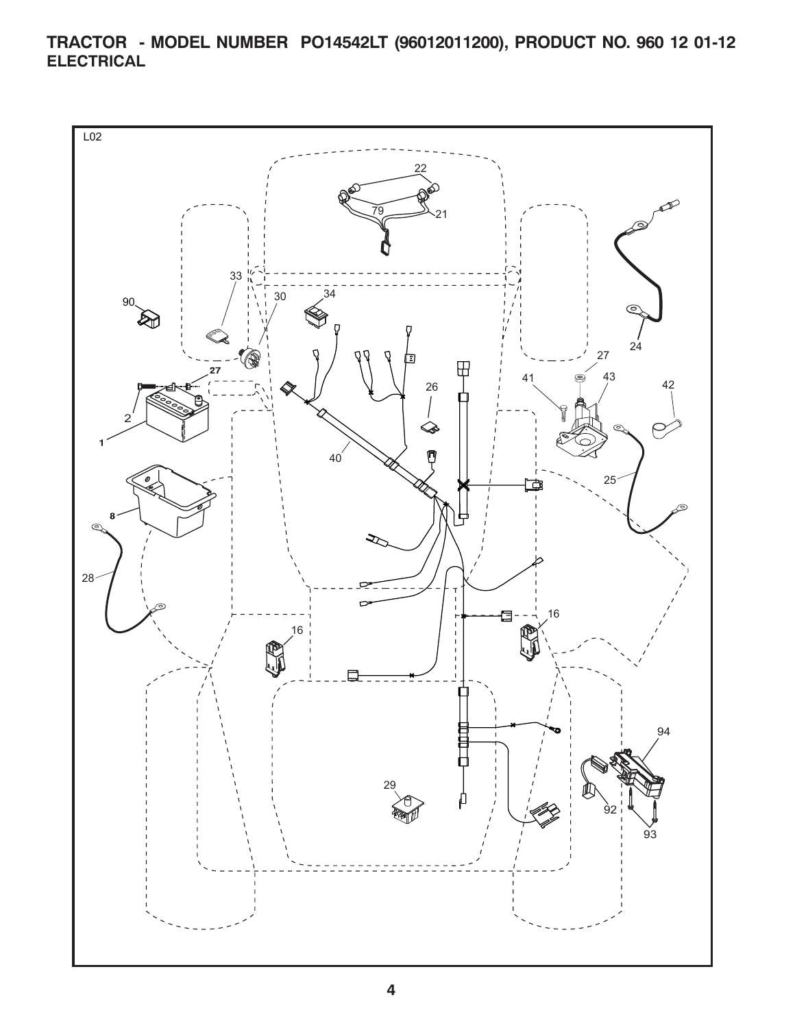# TRACTOR - MODEL NUMBER PO14542LT (96012011200), PRODUCT NO. 960 12 01-12

## ELECTRICAL

L02

22

79

21

33

30

34

90

24

27

27

41

43

42

26

2

1

40

25

8

28

16

16

94

29

92

93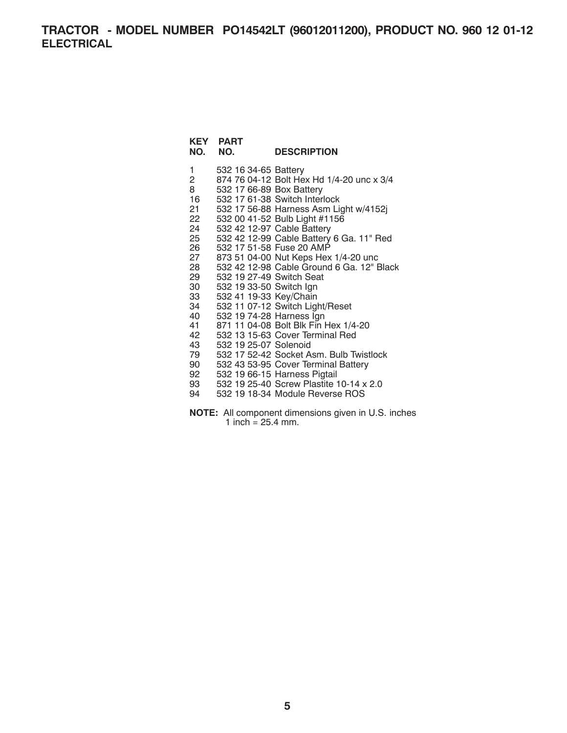# TRACTOR - MODEL NUMBER PO14542LT (96012011200), PRODUCT NO. 960 12 01-12

## ELECTRICAL

| KEY NO. | PART NO. | DESCRIPTION |
|---|---|---|
| 1 | 532 16 34-65 | Battery |
| 2 | 874 76 04-12 | Bolt Hex Hd 1/4-20 unc x 3/4 |
| 8 | 532 17 66-89 | Box Battery |
| 16 | 532 17 61-38 | Switch Interlock |
| 21 | 532 17 56-88 | Harness Asm Light w/4152j |
| 22 | 532 00 41-52 | Bulb Light #1156 |
| 24 | 532 42 12-97 | Cable Battery |
| 25 | 532 42 12-99 | Cable Battery 6 Ga. 11" Red |
| 26 | 532 17 51-58 | Fuse 20 AMP |
| 27 | 873 51 04-00 | Nut Keps Hex 1/4-20 unc |
| 28 | 532 42 12-98 | Cable Ground 6 Ga. 12" Black |
| 29 | 532 19 27-49 | Switch Seat |
| 30 | 532 19 33-50 | Switch Ign |
| 33 | 532 41 19-33 | Key/Chain |
| 34 | 532 11 07-12 | Switch Light/Reset |
| 40 | 532 19 74-28 | Harness Ign |
| 41 | 871 11 04-08 | Bolt Blk Fin Hex 1/4-20 |
| 42 | 532 13 15-63 | Cover Terminal Red |
| 43 | 532 19 25-07 | Solenoid |
| 79 | 532 17 52-42 | Socket Asm. Bulb Twistlock |
| 90 | 532 43 53-95 | Cover Terminal Battery |
| 92 | 532 19 66-15 | Harness Pigtail |
| 93 | 532 19 25-40 | Screw Plastite 10-14 x 2.0 |
| 94 | 532 19 18-34 | Module Reverse ROS |

**NOTE:** All component dimensions given in U.S. inches
1 inch = 25.4 mm.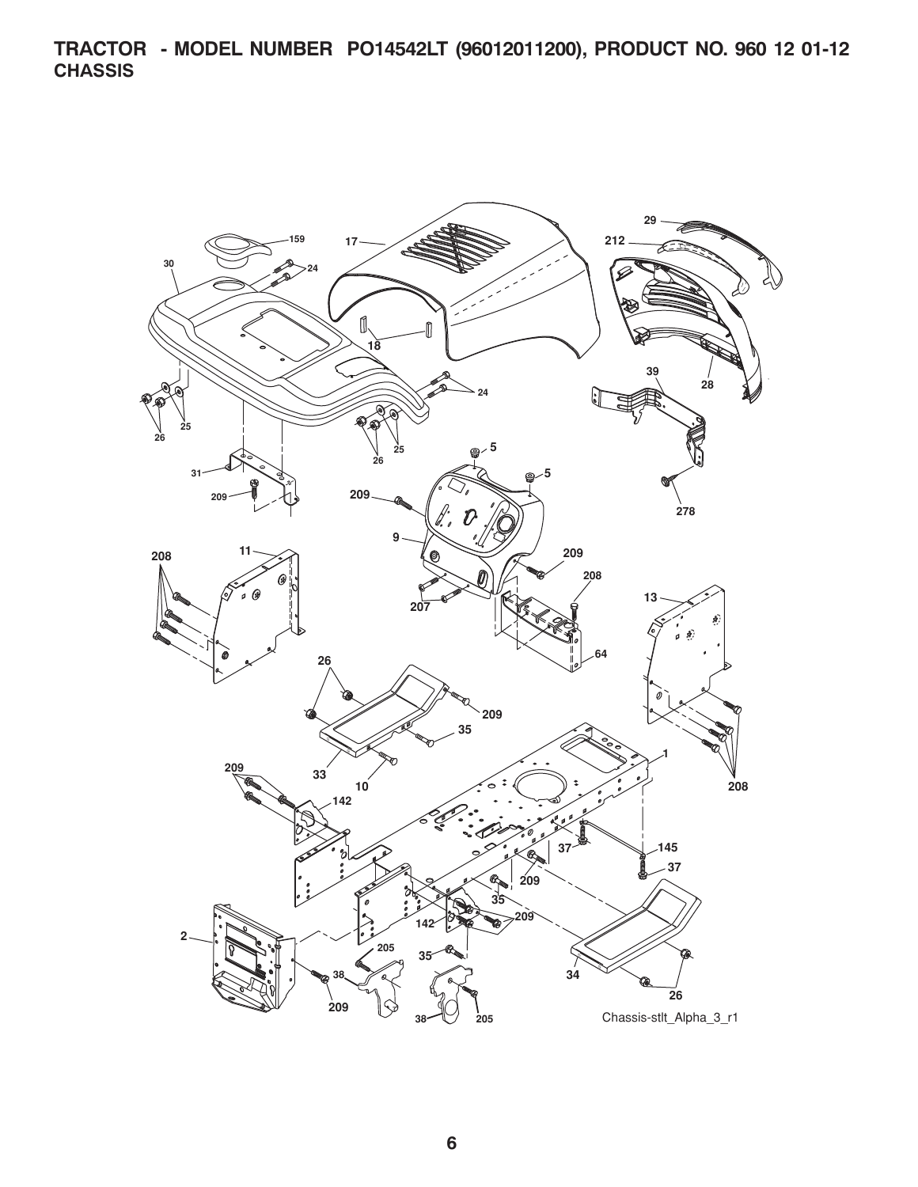# TRACTOR - MODEL NUMBER PO14542LT (96012011200), PRODUCT NO. 960 12 01-12
## CHASSIS

Chassis-stlt_Alpha_3_r1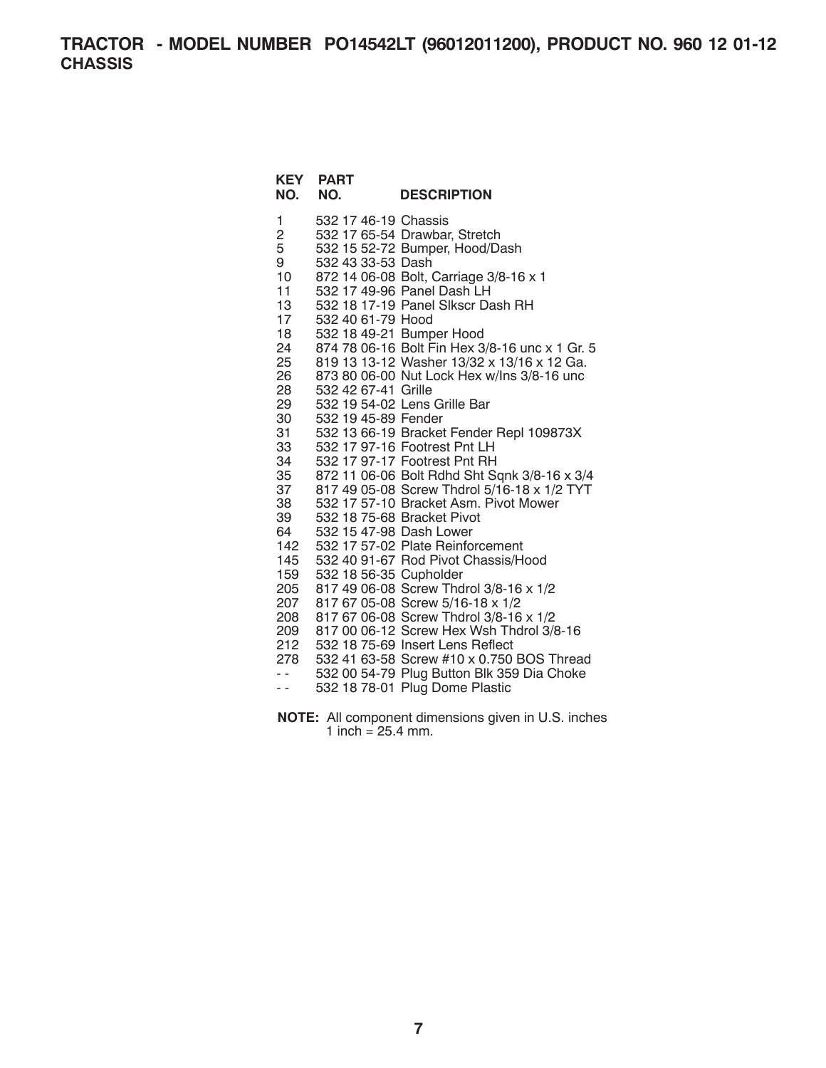# TRACTOR - MODEL NUMBER PO14542LT (96012011200), PRODUCT NO. 960 12 01-12
## CHASSIS

| KEY NO. | PART NO. | DESCRIPTION |
|---|---|---|
| 1 | 532 17 46-19 | Chassis |
| 2 | 532 17 65-54 | Drawbar, Stretch |
| 5 | 532 15 52-72 | Bumper, Hood/Dash |
| 9 | 532 43 33-53 | Dash |
| 10 | 872 14 06-08 | Bolt, Carriage 3/8-16 x 1 |
| 11 | 532 17 49-96 | Panel Dash LH |
| 13 | 532 18 17-19 | Panel Slkscr Dash RH |
| 17 | 532 40 61-79 | Hood |
| 18 | 532 18 49-21 | Bumper Hood |
| 24 | 874 78 06-16 | Bolt Fin Hex 3/8-16 unc x 1 Gr. 5 |
| 25 | 819 13 13-12 | Washer 13/32 x 13/16 x 12 Ga. |
| 26 | 873 80 06-00 | Nut Lock Hex w/Ins 3/8-16 unc |
| 28 | 532 42 67-41 | Grille |
| 29 | 532 19 54-02 | Lens Grille Bar |
| 30 | 532 19 45-89 | Fender |
| 31 | 532 13 66-19 | Bracket Fender Repl 109873X |
| 33 | 532 17 97-16 | Footrest Pnt LH |
| 34 | 532 17 97-17 | Footrest Pnt RH |
| 35 | 872 11 06-06 | Bolt Rdhd Sht Sqnk 3/8-16 x 3/4 |
| 37 | 817 49 05-08 | Screw Thdrol 5/16-18 x 1/2 TYT |
| 38 | 532 17 57-10 | Bracket Asm. Pivot Mower |
| 39 | 532 18 75-68 | Bracket Pivot |
| 64 | 532 15 47-98 | Dash Lower |
| 142 | 532 17 57-02 | Plate Reinforcement |
| 145 | 532 40 91-67 | Rod Pivot Chassis/Hood |
| 159 | 532 18 56-35 | Cupholder |
| 205 | 817 49 06-08 | Screw Thdrol 3/8-16 x 1/2 |
| 207 | 817 67 05-08 | Screw 5/16-18 x 1/2 |
| 208 | 817 67 06-08 | Screw Thdrol 3/8-16 x 1/2 |
| 209 | 817 00 06-12 | Screw Hex Wsh Thdrol 3/8-16 |
| 212 | 532 18 75-69 | Insert Lens Reflect |
| 278 | 532 41 63-58 | Screw #10 x 0.750 BOS Thread |
| - - | 532 00 54-79 | Plug Button Blk 359 Dia Choke |
| - - | 532 18 78-01 | Plug Dome Plastic |

**NOTE:** All component dimensions given in U.S. inches
1 inch = 25.4 mm.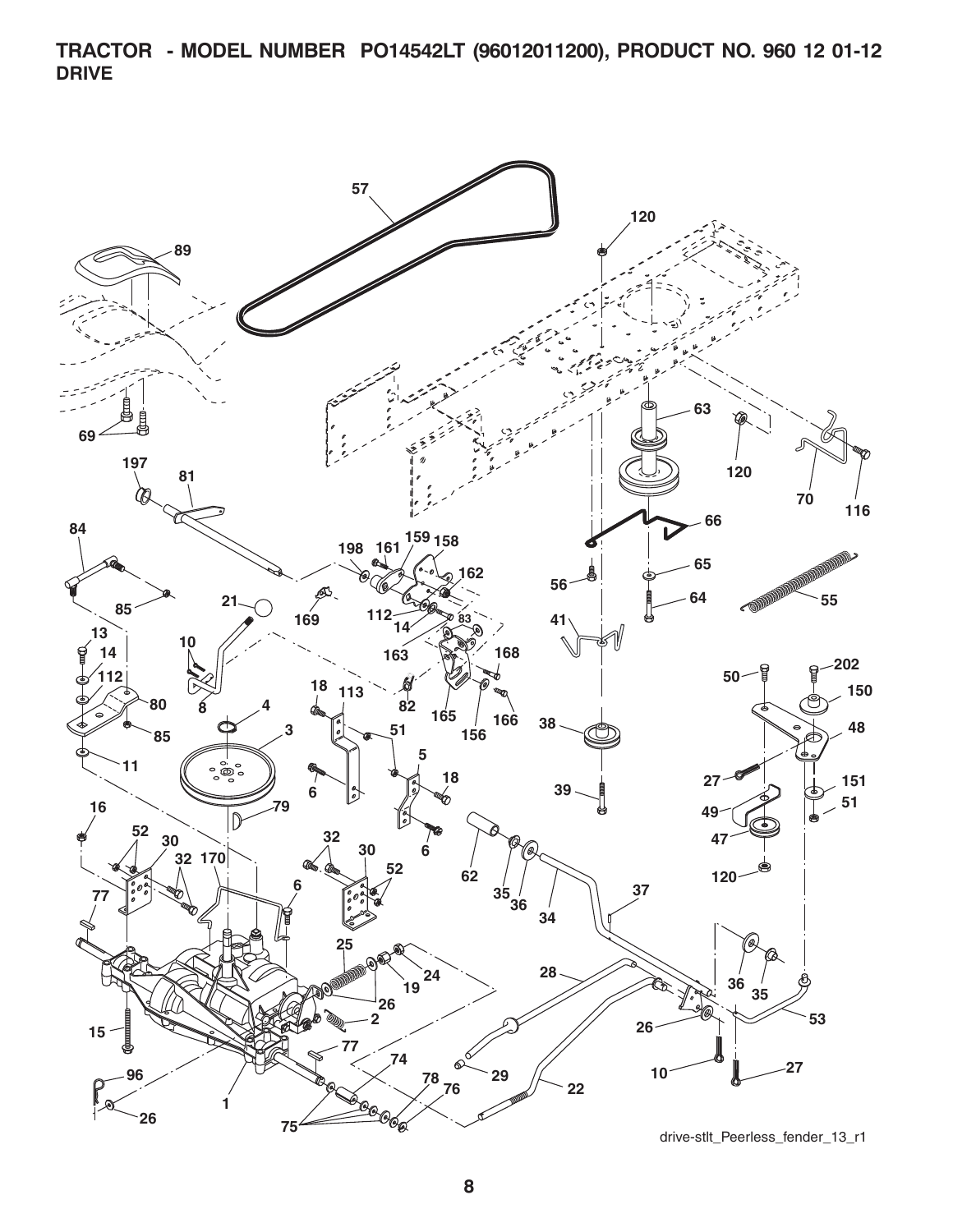**TRACTOR - MODEL NUMBER PO14542LT (96012011200), PRODUCT NO. 960 12 01-12**
**DRIVE**

drive-stlt_Peerless_fender_13_r1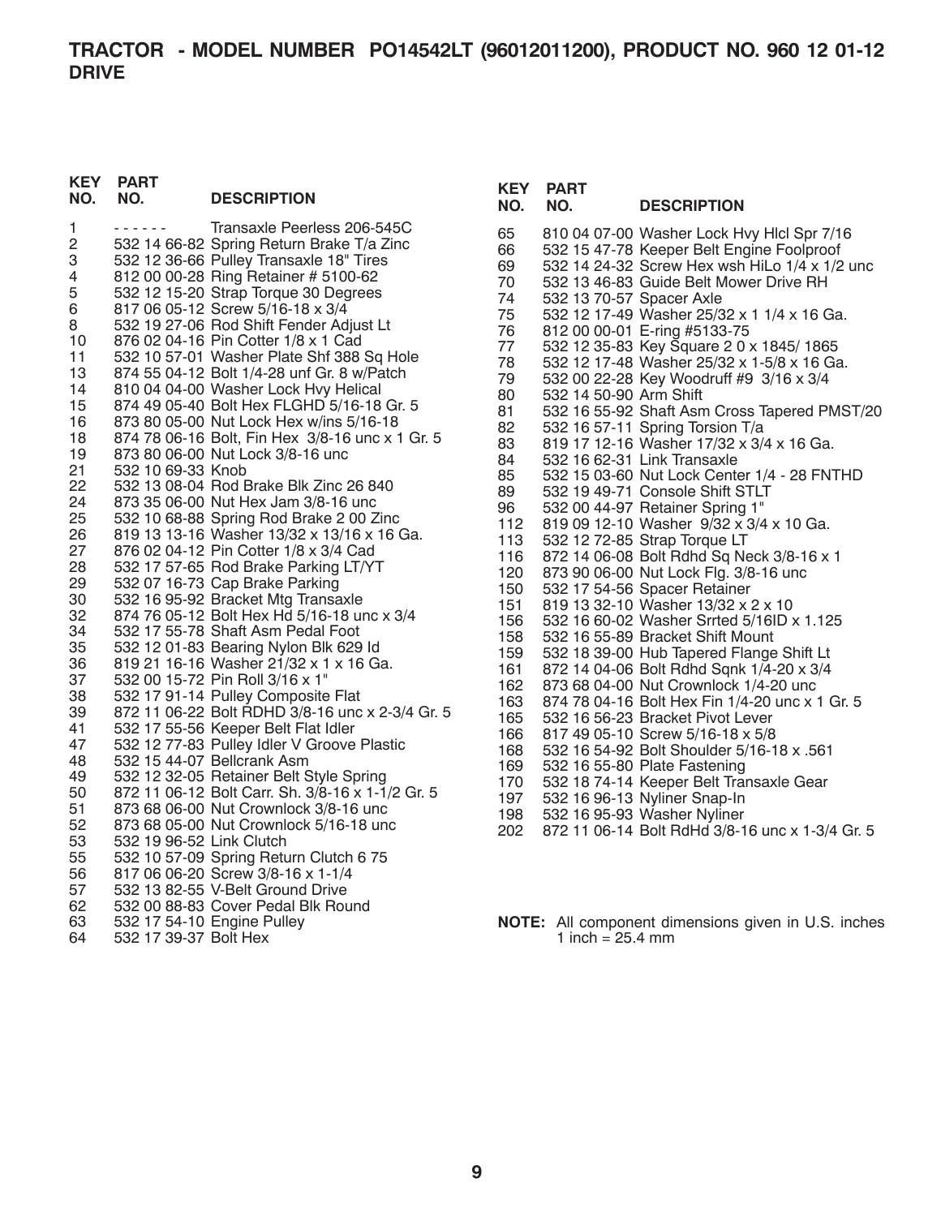# TRACTOR - MODEL NUMBER PO14542LT (96012011200), PRODUCT NO. 960 12 01-12
## DRIVE

| KEY NO. | PART NO. | DESCRIPTION |
|---|---|---|
| 1 | - - - - - - | Transaxle Peerless 206-545C |
| 2 | 532 14 66-82 | Spring Return Brake T/a Zinc |
| 3 | 532 12 36-66 | Pulley Transaxle 18" Tires |
| 4 | 812 00 00-28 | Ring Retainer # 5100-62 |
| 5 | 532 12 15-20 | Strap Torque 30 Degrees |
| 6 | 817 06 05-12 | Screw 5/16-18 x 3/4 |
| 8 | 532 19 27-06 | Rod Shift Fender Adjust Lt |
| 10 | 876 02 04-16 | Pin Cotter 1/8 x 1 Cad |
| 11 | 532 10 57-01 | Washer Plate Shf 388 Sq Hole |
| 13 | 874 55 04-12 | Bolt 1/4-28 unf Gr. 8 w/Patch |
| 14 | 810 04 04-00 | Washer Lock Hvy Helical |
| 15 | 874 49 05-40 | Bolt Hex FLGHD 5/16-18 Gr. 5 |
| 16 | 873 80 05-00 | Nut Lock Hex w/ins 5/16-18 |
| 18 | 874 78 06-16 | Bolt, Fin Hex 3/8-16 unc x 1 Gr. 5 |
| 19 | 873 80 06-00 | Nut Lock 3/8-16 unc |
| 21 | 532 10 69-33 | Knob |
| 22 | 532 13 08-04 | Rod Brake Blk Zinc 26 840 |
| 24 | 873 35 06-00 | Nut Hex Jam 3/8-16 unc |
| 25 | 532 10 68-88 | Spring Rod Brake 2 00 Zinc |
| 26 | 819 13 13-16 | Washer 13/32 x 13/16 x 16 Ga. |
| 27 | 876 02 04-12 | Pin Cotter 1/8 x 3/4 Cad |
| 28 | 532 17 57-65 | Rod Brake Parking LT/YT |
| 29 | 532 07 16-73 | Cap Brake Parking |
| 30 | 532 16 95-92 | Bracket Mtg Transaxle |
| 32 | 874 76 05-12 | Bolt Hex Hd 5/16-18 unc x 3/4 |
| 34 | 532 17 55-78 | Shaft Asm Pedal Foot |
| 35 | 532 12 01-83 | Bearing Nylon Blk 629 Id |
| 36 | 819 21 16-16 | Washer 21/32 x 1 x 16 Ga. |
| 37 | 532 00 15-72 | Pin Roll 3/16 x 1" |
| 38 | 532 17 91-14 | Pulley Composite Flat |
| 39 | 872 11 06-22 | Bolt RDHD 3/8-16 unc x 2-3/4 Gr. 5 |
| 41 | 532 17 55-56 | Keeper Belt Flat Idler |
| 47 | 532 12 77-83 | Pulley Idler V Groove Plastic |
| 48 | 532 15 44-07 | Bellcrank Asm |
| 49 | 532 12 32-05 | Retainer Belt Style Spring |
| 50 | 872 11 06-12 | Bolt Carr. Sh. 3/8-16 x 1-1/2 Gr. 5 |
| 51 | 873 68 06-00 | Nut Crownlock 3/8-16 unc |
| 52 | 873 68 05-00 | Nut Crownlock 5/16-18 unc |
| 53 | 532 19 96-52 | Link Clutch |
| 55 | 532 10 57-09 | Spring Return Clutch 6 75 |
| 56 | 817 06 06-20 | Screw 3/8-16 x 1-1/4 |
| 57 | 532 13 82-55 | V-Belt Ground Drive |
| 62 | 532 00 88-83 | Cover Pedal Blk Round |
| 63 | 532 17 54-10 | Engine Pulley |
| 64 | 532 17 39-37 | Bolt Hex |
| 65 | 810 04 07-00 | Washer Lock Hvy Hlcl Spr 7/16 |
| 66 | 532 15 47-78 | Keeper Belt Engine Foolproof |
| 69 | 532 14 24-32 | Screw Hex wsh HiLo 1/4 x 1/2 unc |
| 70 | 532 13 46-83 | Guide Belt Mower Drive RH |
| 74 | 532 13 70-57 | Spacer Axle |
| 75 | 532 12 17-49 | Washer 25/32 x 1 1/4 x 16 Ga. |
| 76 | 812 00 00-01 | E-ring #5133-75 |
| 77 | 532 12 35-83 | Key Square 2 0 x 1845/ 1865 |
| 78 | 532 12 17-48 | Washer 25/32 x 1-5/8 x 16 Ga. |
| 79 | 532 00 22-28 | Key Woodruff #9 3/16 x 3/4 |
| 80 | 532 14 50-90 | Arm Shift |
| 81 | 532 16 55-92 | Shaft Asm Cross Tapered PMST/20 |
| 82 | 532 16 57-11 | Spring Torsion T/a |
| 83 | 819 17 12-16 | Washer 17/32 x 3/4 x 16 Ga. |
| 84 | 532 16 62-31 | Link Transaxle |
| 85 | 532 15 03-60 | Nut Lock Center 1/4 - 28 FNTHD |
| 89 | 532 19 49-71 | Console Shift STLT |
| 96 | 532 00 44-97 | Retainer Spring 1" |
| 112 | 819 09 12-10 | Washer 9/32 x 3/4 x 10 Ga. |
| 113 | 532 12 72-85 | Strap Torque LT |
| 116 | 872 14 06-08 | Bolt Rdhd Sq Neck 3/8-16 x 1 |
| 120 | 873 90 06-00 | Nut Lock Flg. 3/8-16 unc |
| 150 | 532 17 54-56 | Spacer Retainer |
| 151 | 819 13 32-10 | Washer 13/32 x 2 x 10 |
| 156 | 532 16 60-02 | Washer Srrted 5/16ID x 1.125 |
| 158 | 532 16 55-89 | Bracket Shift Mount |
| 159 | 532 18 39-00 | Hub Tapered Flange Shift Lt |
| 161 | 872 14 04-06 | Bolt Rdhd Sqnk 1/4-20 x 3/4 |
| 162 | 873 68 04-00 | Nut Crownlock 1/4-20 unc |
| 163 | 874 78 04-16 | Bolt Hex Fin 1/4-20 unc x 1 Gr. 5 |
| 165 | 532 16 56-23 | Bracket Pivot Lever |
| 166 | 817 49 05-10 | Screw 5/16-18 x 5/8 |
| 168 | 532 16 54-92 | Bolt Shoulder 5/16-18 x .561 |
| 169 | 532 16 55-80 | Plate Fastening |
| 170 | 532 18 74-14 | Keeper Belt Transaxle Gear |
| 197 | 532 16 96-13 | Nyliner Snap-In |
| 198 | 532 16 95-93 | Washer Nyliner |
| 202 | 872 11 06-14 | Bolt RdHd 3/8-16 unc x 1-3/4 Gr. 5 |

**NOTE:** All component dimensions given in U.S. inches
1 inch = 25.4 mm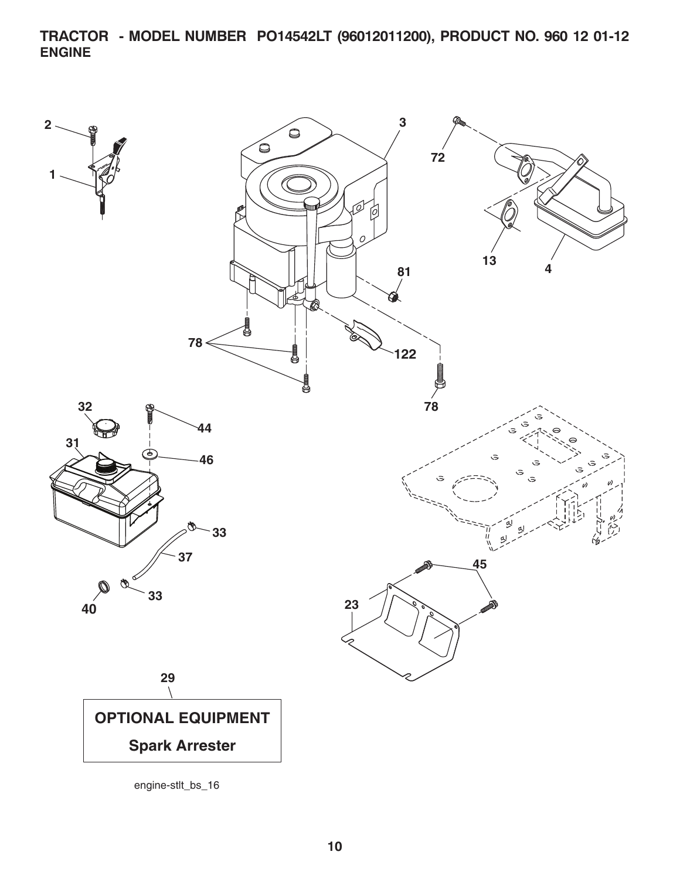**TRACTOR - MODEL NUMBER PO14542LT (96012011200), PRODUCT NO. 960 12 01-12**
**ENGINE**

2
1
3
72
13
4
81
78
122
78
32
44
31
46
33
37
40
33
45
23
29

**OPTIONAL EQUIPMENT**

**Spark Arrester**

engine-stlt_bs_16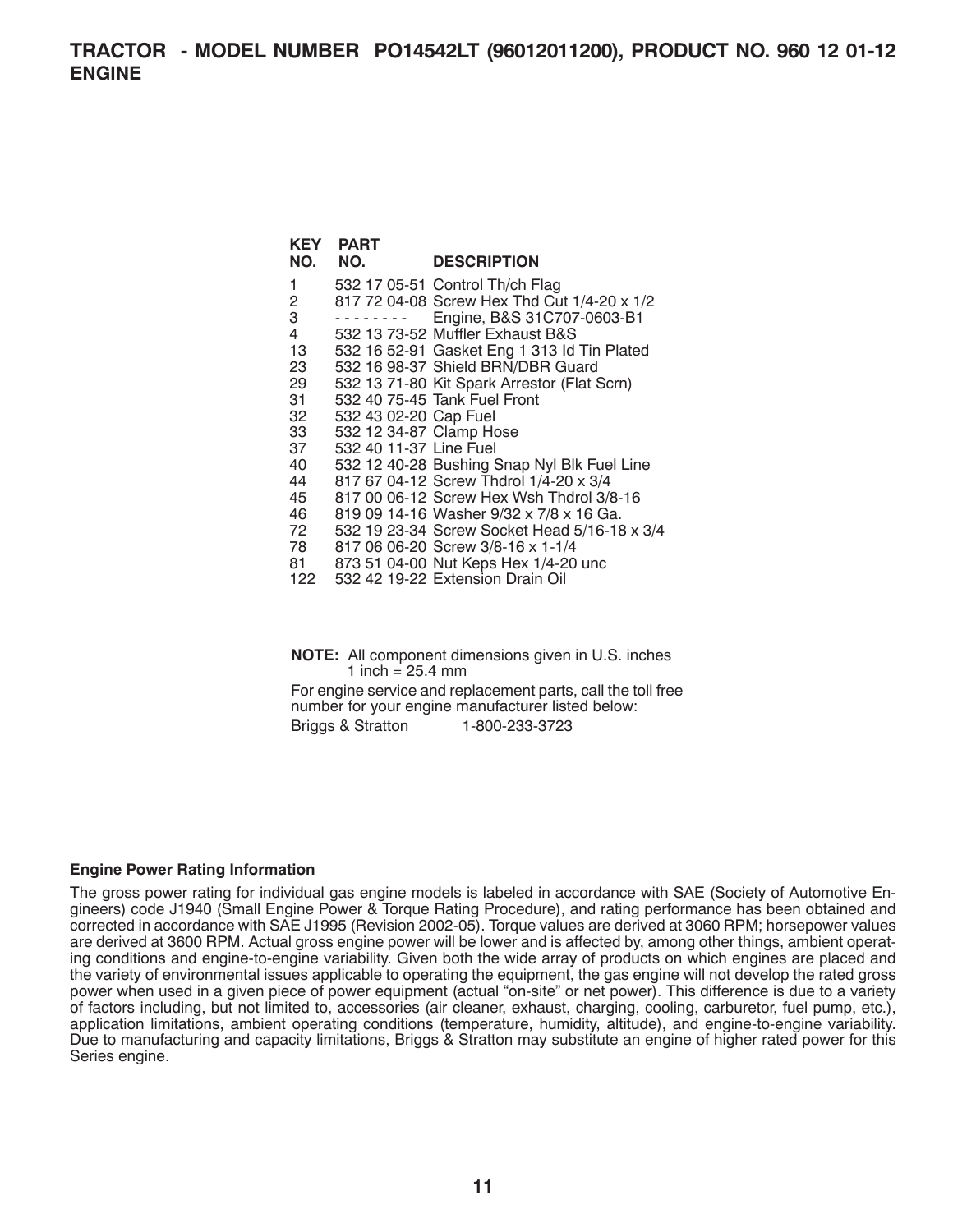# TRACTOR - MODEL NUMBER PO14542LT (96012011200), PRODUCT NO. 960 12 01-12
## ENGINE

| KEY NO. | PART NO. | DESCRIPTION |
| --- | --- | --- |
| 1 | 532 17 05-51 | Control Th/ch Flag |
| 2 | 817 72 04-08 | Screw Hex Thd Cut 1/4-20 x 1/2 |
| 3 | - - - - - - - - | Engine, B&S 31C707-0603-B1 |
| 4 | 532 13 73-52 | Muffler Exhaust B&S |
| 13 | 532 16 52-91 | Gasket Eng 1 313 Id Tin Plated |
| 23 | 532 16 98-37 | Shield BRN/DBR Guard |
| 29 | 532 13 71-80 | Kit Spark Arrestor (Flat Scrn) |
| 31 | 532 40 75-45 | Tank Fuel Front |
| 32 | 532 43 02-20 | Cap Fuel |
| 33 | 532 12 34-87 | Clamp Hose |
| 37 | 532 40 11-37 | Line Fuel |
| 40 | 532 12 40-28 | Bushing Snap Nyl Blk Fuel Line |
| 44 | 817 67 04-12 | Screw Thdrol 1/4-20 x 3/4 |
| 45 | 817 00 06-12 | Screw Hex Wsh Thdrol 3/8-16 |
| 46 | 819 09 14-16 | Washer 9/32 x 7/8 x 16 Ga. |
| 72 | 532 19 23-34 | Screw Socket Head 5/16-18 x 3/4 |
| 78 | 817 06 06-20 | Screw 3/8-16 x 1-1/4 |
| 81 | 873 51 04-00 | Nut Keps Hex 1/4-20 unc |
| 122 | 532 42 19-22 | Extension Drain Oil |

**NOTE:** All component dimensions given in U.S. inches
1 inch = 25.4 mm

For engine service and replacement parts, call the toll free number for your engine manufacturer listed below:

Briggs & Stratton 1-800-233-3723

**Engine Power Rating Information**

The gross power rating for individual gas engine models is labeled in accordance with SAE (Society of Automotive Engineers) code J1940 (Small Engine Power & Torque Rating Procedure), and rating performance has been obtained and corrected in accordance with SAE J1995 (Revision 2002-05). Torque values are derived at 3060 RPM; horsepower values are derived at 3600 RPM. Actual gross engine power will be lower and is affected by, among other things, ambient operating conditions and engine-to-engine variability. Given both the wide array of products on which engines are placed and the variety of environmental issues applicable to operating the equipment, the gas engine will not develop the rated gross power when used in a given piece of power equipment (actual "on-site" or net power). This difference is due to a variety of factors including, but not limited to, accessories (air cleaner, exhaust, charging, cooling, carburetor, fuel pump, etc.), application limitations, ambient operating conditions (temperature, humidity, altitude), and engine-to-engine variability. Due to manufacturing and capacity limitations, Briggs & Stratton may substitute an engine of higher rated power for this Series engine.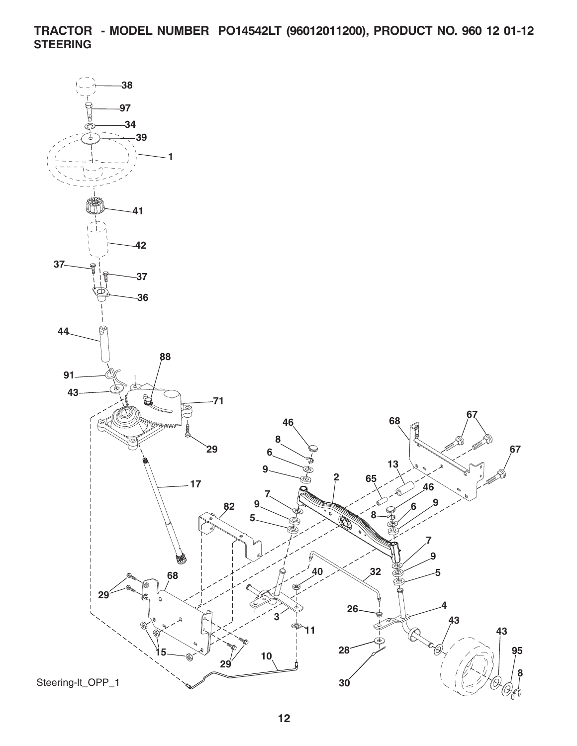# TRACTOR - MODEL NUMBER PO14542LT (96012011200), PRODUCT NO. 960 12 01-12

## STEERING

Steering-lt_OPP_1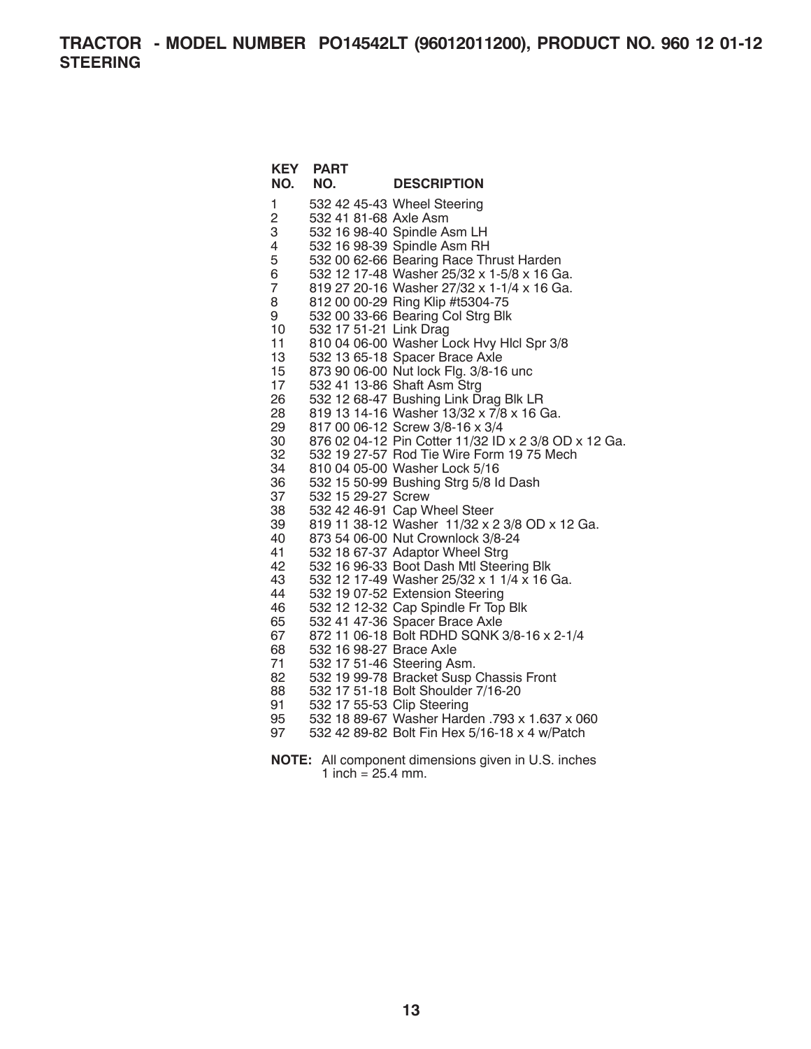# TRACTOR - MODEL NUMBER PO14542LT (96012011200), PRODUCT NO. 960 12 01-12
## STEERING

| KEY NO. | PART NO. | DESCRIPTION |
|---|---|---|
| 1 | 532 42 45-43 | Wheel Steering |
| 2 | 532 41 81-68 | Axle Asm |
| 3 | 532 16 98-40 | Spindle Asm LH |
| 4 | 532 16 98-39 | Spindle Asm RH |
| 5 | 532 00 62-66 | Bearing Race Thrust Harden |
| 6 | 532 12 17-48 | Washer 25/32 x 1-5/8 x 16 Ga. |
| 7 | 819 27 20-16 | Washer 27/32 x 1-1/4 x 16 Ga. |
| 8 | 812 00 00-29 | Ring Klip #t5304-75 |
| 9 | 532 00 33-66 | Bearing Col Strg Blk |
| 10 | 532 17 51-21 | Link Drag |
| 11 | 810 04 06-00 | Washer Lock Hvy Hlcl Spr 3/8 |
| 13 | 532 13 65-18 | Spacer Brace Axle |
| 15 | 873 90 06-00 | Nut lock Flg. 3/8-16 unc |
| 17 | 532 41 13-86 | Shaft Asm Strg |
| 26 | 532 12 68-47 | Bushing Link Drag Blk LR |
| 28 | 819 13 14-16 | Washer 13/32 x 7/8 x 16 Ga. |
| 29 | 817 00 06-12 | Screw 3/8-16 x 3/4 |
| 30 | 876 02 04-12 | Pin Cotter 11/32 ID x 2 3/8 OD x 12 Ga. |
| 32 | 532 19 27-57 | Rod Tie Wire Form 19 75 Mech |
| 34 | 810 04 05-00 | Washer Lock 5/16 |
| 36 | 532 15 50-99 | Bushing Strg 5/8 Id Dash |
| 37 | 532 15 29-27 | Screw |
| 38 | 532 42 46-91 | Cap Wheel Steer |
| 39 | 819 11 38-12 | Washer 11/32 x 2 3/8 OD x 12 Ga. |
| 40 | 873 54 06-00 | Nut Crownlock 3/8-24 |
| 41 | 532 18 67-37 | Adaptor Wheel Strg |
| 42 | 532 16 96-33 | Boot Dash Mtl Steering Blk |
| 43 | 532 12 17-49 | Washer 25/32 x 1 1/4 x 16 Ga. |
| 44 | 532 19 07-52 | Extension Steering |
| 46 | 532 12 12-32 | Cap Spindle Fr Top Blk |
| 65 | 532 41 47-36 | Spacer Brace Axle |
| 67 | 872 11 06-18 | Bolt RDHD SQNK 3/8-16 x 2-1/4 |
| 68 | 532 16 98-27 | Brace Axle |
| 71 | 532 17 51-46 | Steering Asm. |
| 82 | 532 19 99-78 | Bracket Susp Chassis Front |
| 88 | 532 17 51-18 | Bolt Shoulder 7/16-20 |
| 91 | 532 17 55-53 | Clip Steering |
| 95 | 532 18 89-67 | Washer Harden .793 x 1.637 x 060 |
| 97 | 532 42 89-82 | Bolt Fin Hex 5/16-18 x 4 w/Patch |

**NOTE:** All component dimensions given in U.S. inches
1 inch = 25.4 mm.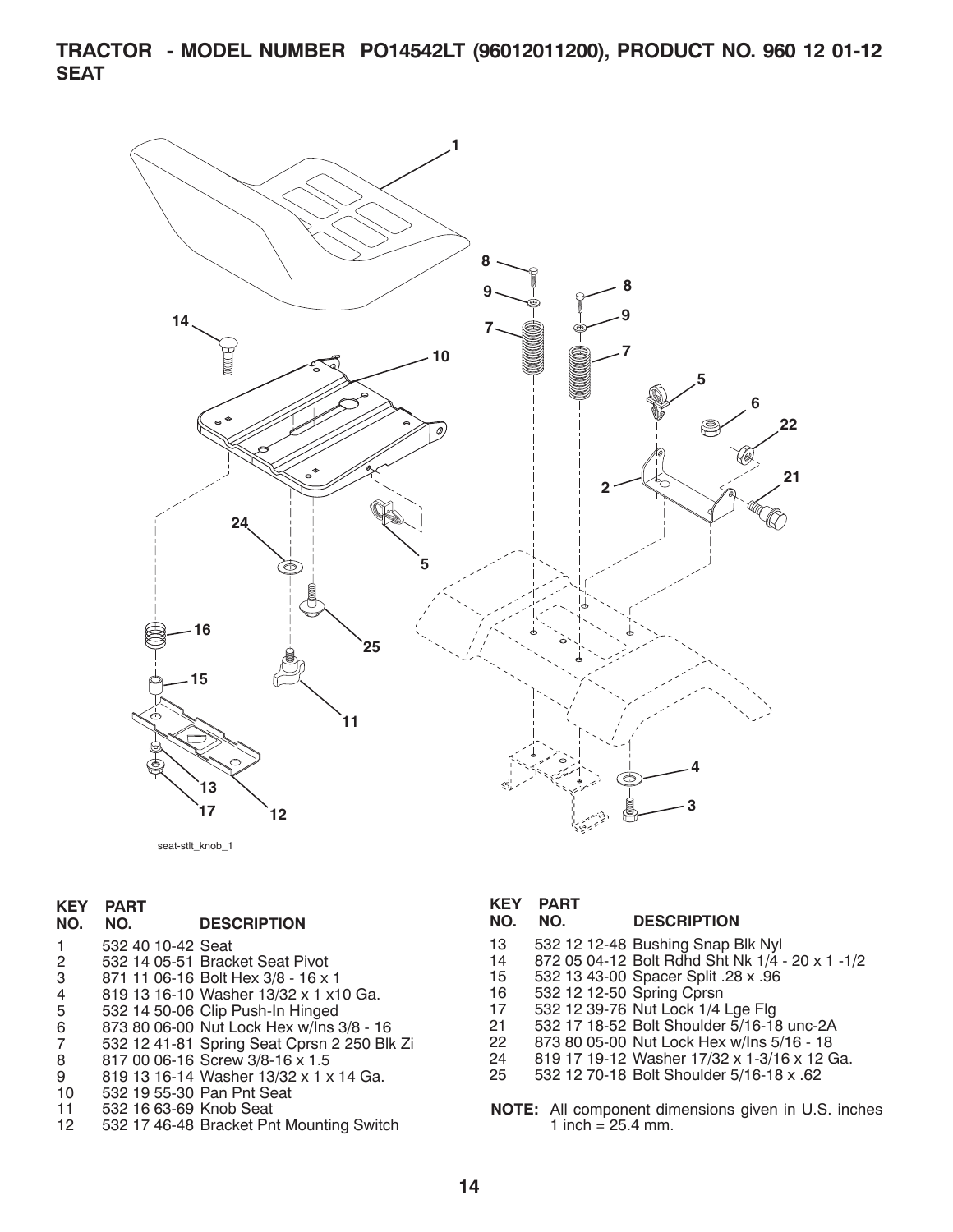# TRACTOR - MODEL NUMBER PO14542LT (96012011200), PRODUCT NO. 960 12 01-12
## SEAT

seat-stlt_knob_1

| KEY NO. | PART NO. | DESCRIPTION |
|---|---|---|
| 1 | 532 40 10-42 | Seat |
| 2 | 532 14 05-51 | Bracket Seat Pivot |
| 3 | 871 11 06-16 | Bolt Hex 3/8 - 16 x 1 |
| 4 | 819 13 16-10 | Washer 13/32 x 1 x10 Ga. |
| 5 | 532 14 50-06 | Clip Push-In Hinged |
| 6 | 873 80 06-00 | Nut Lock Hex w/Ins 3/8 - 16 |
| 7 | 532 12 41-81 | Spring Seat Cprsn 2 250 Blk Zi |
| 8 | 817 00 06-16 | Screw 3/8-16 x 1.5 |
| 9 | 819 13 16-14 | Washer 13/32 x 1 x 14 Ga. |
| 10 | 532 19 55-30 | Pan Pnt Seat |
| 11 | 532 16 63-69 | Knob Seat |
| 12 | 532 17 46-48 | Bracket Pnt Mounting Switch |
| 13 | 532 12 12-48 | Bushing Snap Blk Nyl |
| 14 | 872 05 04-12 | Bolt Rdhd Sht Nk 1/4 - 20 x 1 -1/2 |
| 15 | 532 13 43-00 | Spacer Split .28 x .96 |
| 16 | 532 12 12-50 | Spring Cprsn |
| 17 | 532 12 39-76 | Nut Lock 1/4 Lge Flg |
| 21 | 532 17 18-52 | Bolt Shoulder 5/16-18 unc-2A |
| 22 | 873 80 05-00 | Nut Lock Hex w/Ins 5/16 - 18 |
| 24 | 819 17 19-12 | Washer 17/32 x 1-3/16 x 12 Ga. |
| 25 | 532 12 70-18 | Bolt Shoulder 5/16-18 x .62 |

**NOTE:** All component dimensions given in U.S. inches
1 inch = 25.4 mm.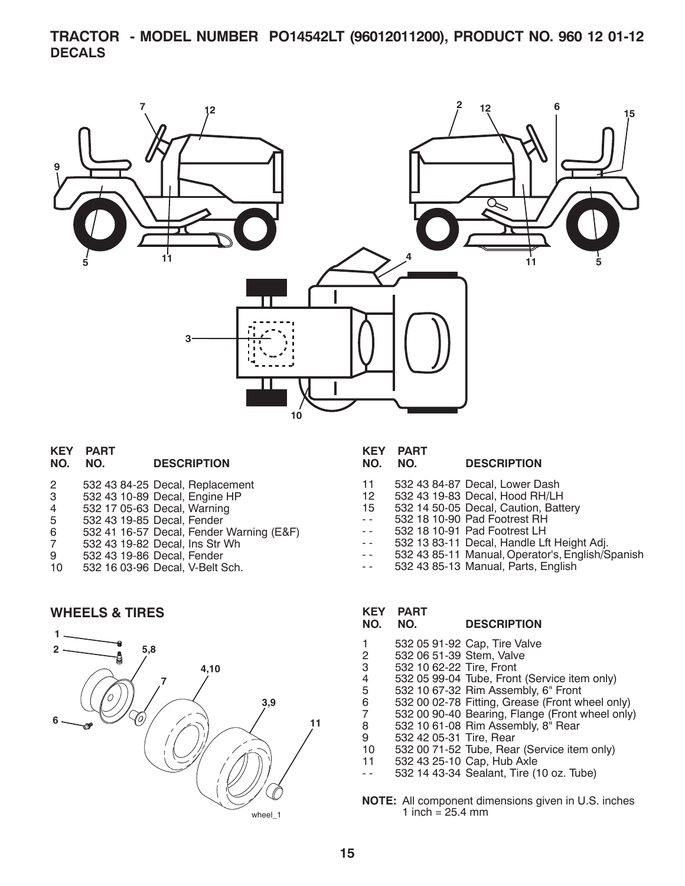# TRACTOR - MODEL NUMBER PO14542LT (96012011200), PRODUCT NO. 960 12 01-12

## DECALS

| KEY NO. | PART NO. | DESCRIPTION |
|---|---|---|
| 2 | 532 43 84-25 | Decal, Replacement |
| 3 | 532 43 10-89 | Decal, Engine HP |
| 4 | 532 17 05-63 | Decal, Warning |
| 5 | 532 43 19-85 | Decal, Fender |
| 6 | 532 41 16-57 | Decal, Fender Warning (E&F) |
| 7 | 532 43 19-82 | Decal, Ins Str Wh |
| 9 | 532 43 19-86 | Decal, Fender |
| 10 | 532 16 03-96 | Decal, V-Belt Sch. |
| 11 | 532 43 84-87 | Decal, Lower Dash |
| 12 | 532 43 19-83 | Decal, Hood RH/LH |
| 15 | 532 14 50-05 | Decal, Caution, Battery |
| - - | 532 18 10-90 | Pad Footrest RH |
| - - | 532 18 10-91 | Pad Footrest LH |
| - - | 532 13 83-11 | Decal, Handle Lft Height Adj. |
| - - | 532 43 85-11 | Manual, Operator's, English/Spanish |
| - - | 532 43 85-13 | Manual, Parts, English |

## WHEELS & TIRES

| KEY NO. | PART NO. | DESCRIPTION |
|---|---|---|
| 1 | 532 05 91-92 | Cap, Tire Valve |
| 2 | 532 06 51-39 | Stem, Valve |
| 3 | 532 10 62-22 | Tire, Front |
| 4 | 532 05 99-04 | Tube, Front (Service item only) |
| 5 | 532 10 67-32 | Rim Assembly, 6" Front |
| 6 | 532 00 02-78 | Fitting, Grease (Front wheel only) |
| 7 | 532 00 90-40 | Bearing, Flange (Front wheel only) |
| 8 | 532 10 61-08 | Rim Assembly, 8" Rear |
| 9 | 532 42 05-31 | Tire, Rear |
| 10 | 532 00 71-52 | Tube, Rear (Service item only) |
| 11 | 532 43 25-10 | Cap, Hub Axle |
| - - | 532 14 43-34 | Sealant, Tire (10 oz. Tube) |

**NOTE:** All component dimensions given in U.S. inches
1 inch = 25.4 mm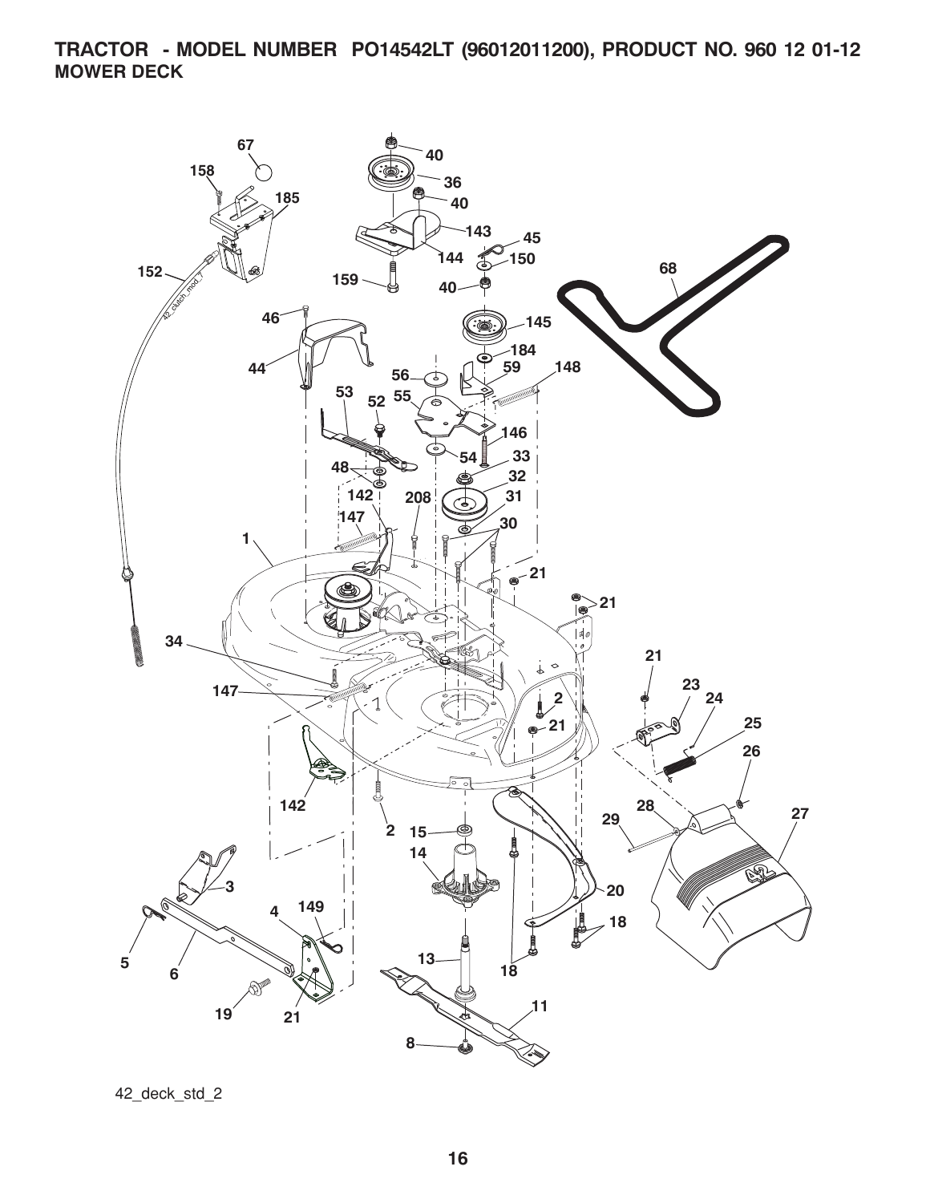**TRACTOR - MODEL NUMBER PO14542LT (96012011200), PRODUCT NO. 960 12 01-12**
**MOWER DECK**

42_deck_std_2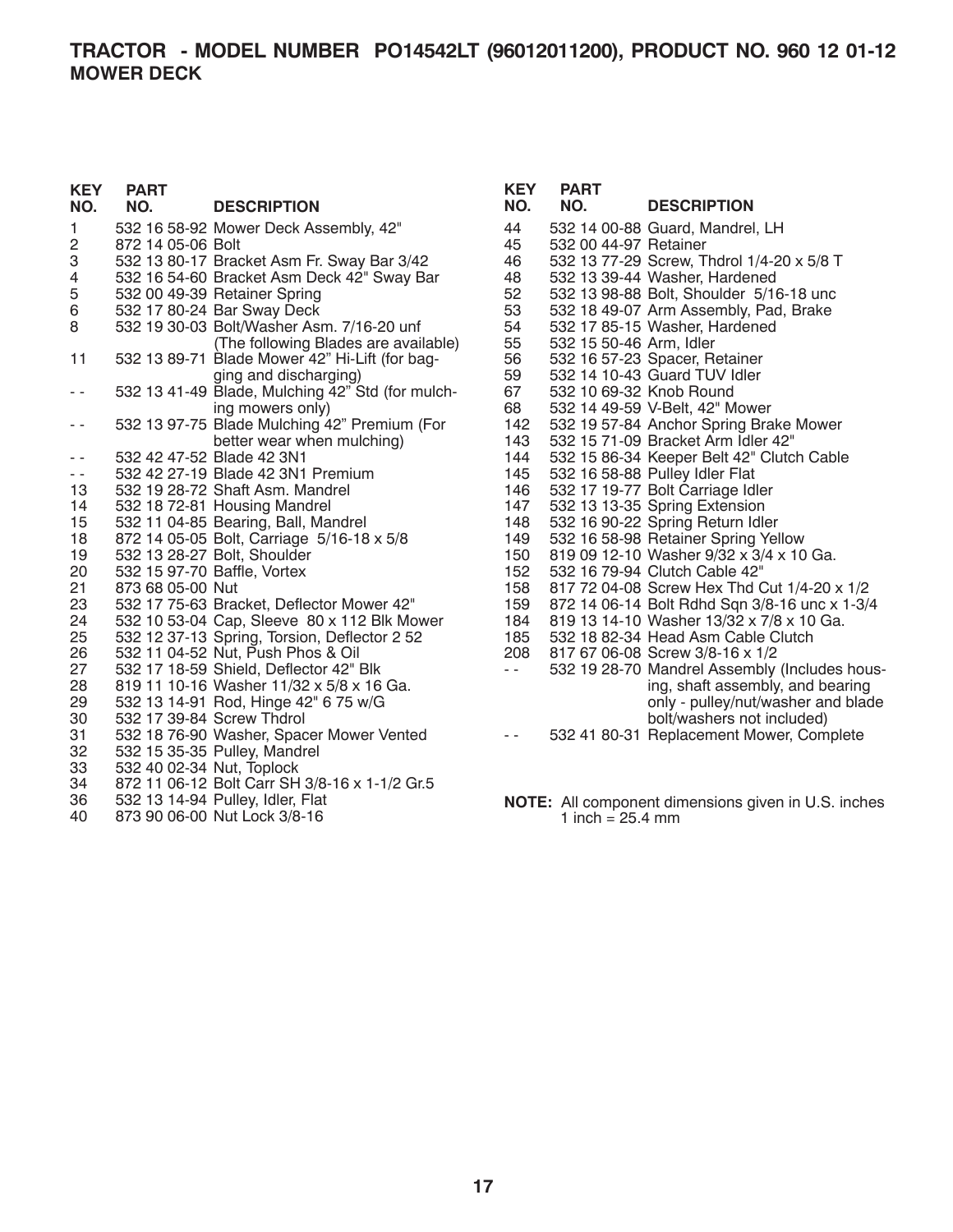# TRACTOR - MODEL NUMBER PO14542LT (96012011200), PRODUCT NO. 960 12 01-12
## MOWER DECK

| KEY NO. | PART NO. | DESCRIPTION |
|---|---|---|
| 1 | 532 16 58-92 | Mower Deck Assembly, 42" |
| 2 | 872 14 05-06 | Bolt |
| 3 | 532 13 80-17 | Bracket Asm Fr. Sway Bar 3/42 |
| 4 | 532 16 54-60 | Bracket Asm Deck 42" Sway Bar |
| 5 | 532 00 49-39 | Retainer Spring |
| 6 | 532 17 80-24 | Bar Sway Deck |
| 8 | 532 19 30-03 | Bolt/Washer Asm. 7/16-20 unf (The following Blades are available) |
| 11 | 532 13 89-71 | Blade Mower 42" Hi-Lift (for bagging and discharging) |
| - - | 532 13 41-49 | Blade, Mulching 42" Std (for mulching mowers only) |
| - - | 532 13 97-75 | Blade Mulching 42" Premium (For better wear when mulching) |
| - - | 532 42 47-52 | Blade 42 3N1 |
| - - | 532 42 27-19 | Blade 42 3N1 Premium |
| 13 | 532 19 28-72 | Shaft Asm. Mandrel |
| 14 | 532 18 72-81 | Housing Mandrel |
| 15 | 532 11 04-85 | Bearing, Ball, Mandrel |
| 18 | 872 14 05-05 | Bolt, Carriage 5/16-18 x 5/8 |
| 19 | 532 13 28-27 | Bolt, Shoulder |
| 20 | 532 15 97-70 | Baffle, Vortex |
| 21 | 873 68 05-00 | Nut |
| 23 | 532 17 75-63 | Bracket, Deflector Mower 42" |
| 24 | 532 10 53-04 | Cap, Sleeve 80 x 112 Blk Mower |
| 25 | 532 12 37-13 | Spring, Torsion, Deflector 2 52 |
| 26 | 532 11 04-52 | Nut, Push Phos & Oil |
| 27 | 532 17 18-59 | Shield, Deflector 42" Blk |
| 28 | 819 11 10-16 | Washer 11/32 x 5/8 x 16 Ga. |
| 29 | 532 13 14-91 | Rod, Hinge 42" 6 75 w/G |
| 30 | 532 17 39-84 | Screw Thdrol |
| 31 | 532 18 76-90 | Washer, Spacer Mower Vented |
| 32 | 532 15 35-35 | Pulley, Mandrel |
| 33 | 532 40 02-34 | Nut, Toplock |
| 34 | 872 11 06-12 | Bolt Carr SH 3/8-16 x 1-1/2 Gr.5 |
| 36 | 532 13 14-94 | Pulley, Idler, Flat |
| 40 | 873 90 06-00 | Nut Lock 3/8-16 |
| 44 | 532 14 00-88 | Guard, Mandrel, LH |
| 45 | 532 00 44-97 | Retainer |
| 46 | 532 13 77-29 | Screw, Thdrol 1/4-20 x 5/8 T |
| 48 | 532 13 39-44 | Washer, Hardened |
| 52 | 532 13 98-88 | Bolt, Shoulder 5/16-18 unc |
| 53 | 532 18 49-07 | Arm Assembly, Pad, Brake |
| 54 | 532 17 85-15 | Washer, Hardened |
| 55 | 532 15 50-46 | Arm, Idler |
| 56 | 532 16 57-23 | Spacer, Retainer |
| 59 | 532 14 10-43 | Guard TUV Idler |
| 67 | 532 10 69-32 | Knob Round |
| 68 | 532 14 49-59 | V-Belt, 42" Mower |
| 142 | 532 19 57-84 | Anchor Spring Brake Mower |
| 143 | 532 15 71-09 | Bracket Arm Idler 42" |
| 144 | 532 15 86-34 | Keeper Belt 42" Clutch Cable |
| 145 | 532 16 58-88 | Pulley Idler Flat |
| 146 | 532 17 19-77 | Bolt Carriage Idler |
| 147 | 532 13 13-35 | Spring Extension |
| 148 | 532 16 90-22 | Spring Return Idler |
| 149 | 532 16 58-98 | Retainer Spring Yellow |
| 150 | 819 09 12-10 | Washer 9/32 x 3/4 x 10 Ga. |
| 152 | 532 16 79-94 | Clutch Cable 42" |
| 158 | 817 72 04-08 | Screw Hex Thd Cut 1/4-20 x 1/2 |
| 159 | 872 14 06-14 | Bolt Rdhd Sqn 3/8-16 unc x 1-3/4 |
| 184 | 819 13 14-10 | Washer 13/32 x 7/8 x 10 Ga. |
| 185 | 532 18 82-34 | Head Asm Cable Clutch |
| 208 | 817 67 06-08 | Screw 3/8-16 x 1/2 |
| - - | 532 19 28-70 | Mandrel Assembly (Includes housing, shaft assembly, and bearing only - pulley/nut/washer and blade bolt/washers not included) |
| - - | 532 41 80-31 | Replacement Mower, Complete |

**NOTE:** All component dimensions given in U.S. inches
1 inch = 25.4 mm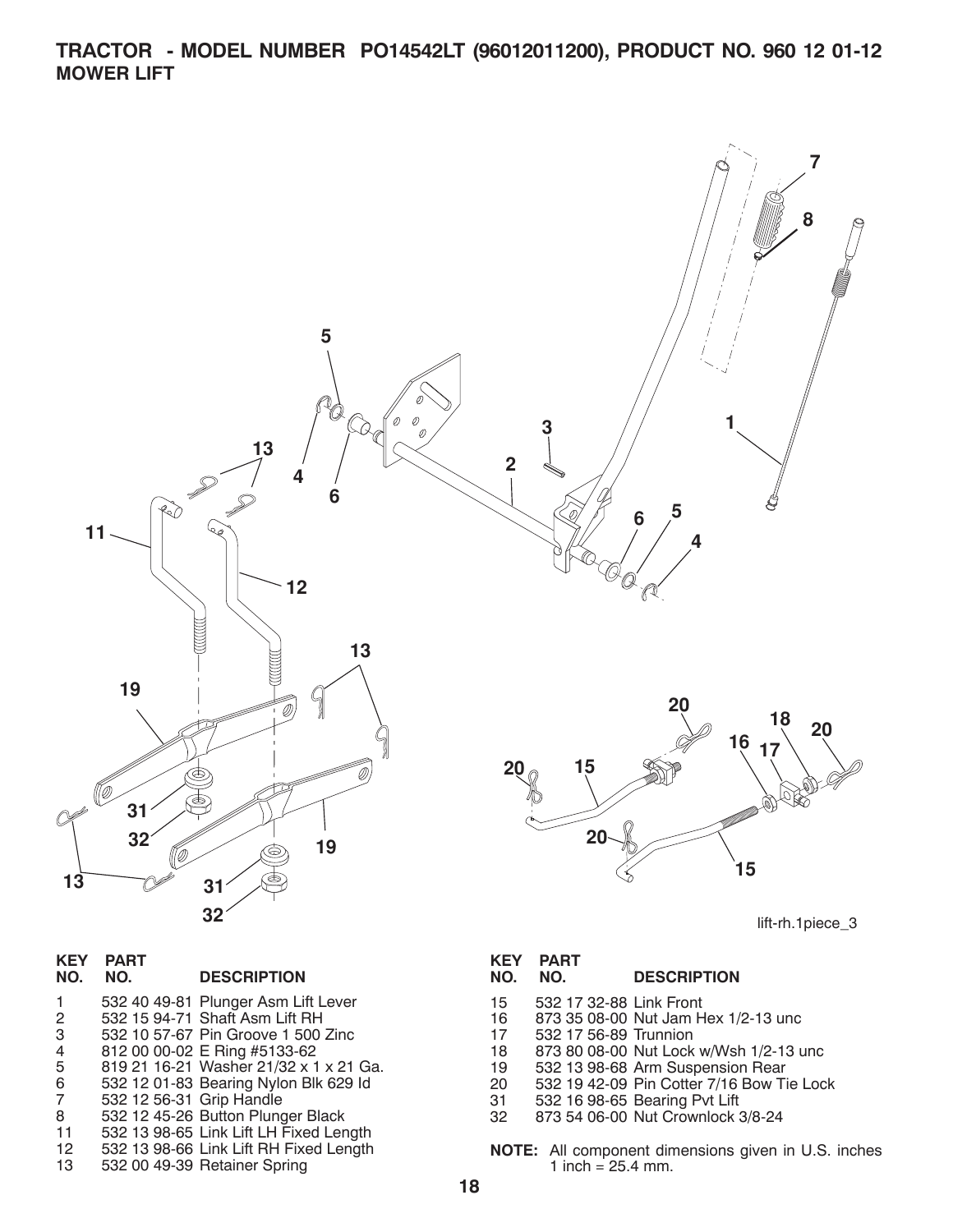# TRACTOR - MODEL NUMBER PO14542LT (96012011200), PRODUCT NO. 960 12 01-12
## MOWER LIFT

lift-rh.1piece_3

| KEY NO. | PART NO. | DESCRIPTION |
|---|---|---|
| 1 | 532 40 49-81 | Plunger Asm Lift Lever |
| 2 | 532 15 94-71 | Shaft Asm Lift RH |
| 3 | 532 10 57-67 | Pin Groove 1 500 Zinc |
| 4 | 812 00 00-02 | E Ring #5133-62 |
| 5 | 819 21 16-21 | Washer 21/32 x 1 x 21 Ga. |
| 6 | 532 12 01-83 | Bearing Nylon Blk 629 Id |
| 7 | 532 12 56-31 | Grip Handle |
| 8 | 532 12 45-26 | Button Plunger Black |
| 11 | 532 13 98-65 | Link Lift LH Fixed Length |
| 12 | 532 13 98-66 | Link Lift RH Fixed Length |
| 13 | 532 00 49-39 | Retainer Spring |

| KEY NO. | PART NO. | DESCRIPTION |
|---|---|---|
| 15 | 532 17 32-88 | Link Front |
| 16 | 873 35 08-00 | Nut Jam Hex 1/2-13 unc |
| 17 | 532 17 56-89 | Trunnion |
| 18 | 873 80 08-00 | Nut Lock w/Wsh 1/2-13 unc |
| 19 | 532 13 98-68 | Arm Suspension Rear |
| 20 | 532 19 42-09 | Pin Cotter 7/16 Bow Tie Lock |
| 31 | 532 16 98-65 | Bearing Pvt Lift |
| 32 | 873 54 06-00 | Nut Crownlock 3/8-24 |

**NOTE:** All component dimensions given in U.S. inches
1 inch = 25.4 mm.